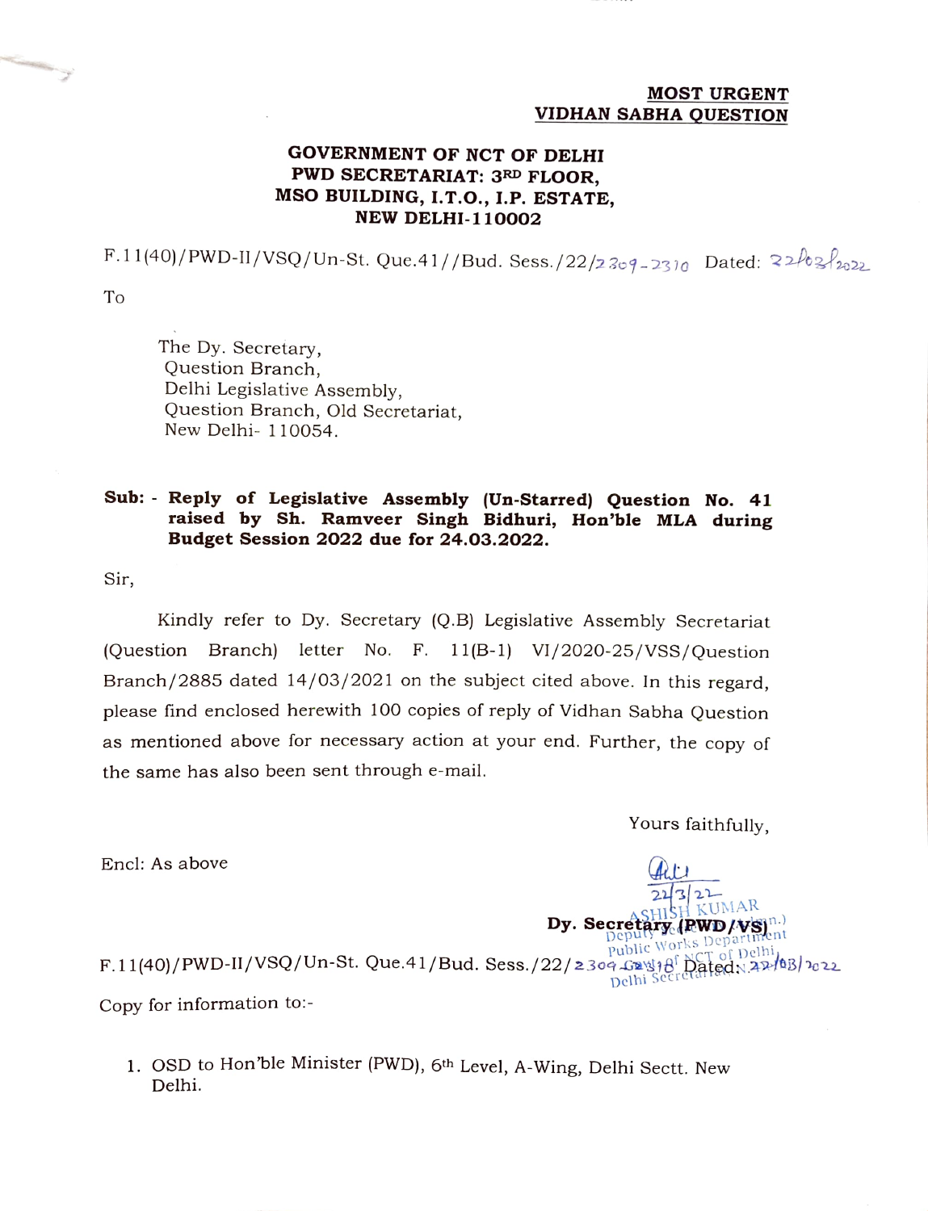**MOST URGENT**
**VIDHAN SABHA QUESTION**

**GOVERNMENT OF NCT OF DELHI**
**PWD SECRETARIAT: 3RD FLOOR,**
**MSO BUILDING, I.T.O., I.P. ESTATE,**
**NEW DELHI-110002**

F.11(40)/PWD-II/VSQ/Un-St. Que.41//Bud. Sess./22/2309-2310 Dated: 22/03/2022

To

The Dy. Secretary,
Question Branch,
Delhi Legislative Assembly,
Question Branch, Old Secretariat,
New Delhi- 110054.

**Sub: - Reply of Legislative Assembly (Un-Starred) Question No. 41 raised by Sh. Ramveer Singh Bidhuri, Hon'ble MLA during Budget Session 2022 due for 24.03.2022.**

Sir,

Kindly refer to Dy. Secretary (Q.B) Legislative Assembly Secretariat (Question Branch) letter No. F. 11(B-1) VI/2020-25/VSS/Question Branch/2885 dated 14/03/2021 on the subject cited above. In this regard, please find enclosed herewith 100 copies of reply of Vidhan Sabha Question as mentioned above for necessary action at your end. Further, the copy of the same has also been sent through e-mail.

Yours faithfully,

Encl: As above

22/3/22
ASHISH KUMAR
Deputy Secretary
Public Works Department
Govt. of NCT of Delhi
Delhi Secretariat

**Dy. Secretary (PWD/VS)**

F.11(40)/PWD-II/VSQ/Un-St. Que.41/Bud. Sess./22/2309-2318 Dated: 22/03/2022

Copy for information to:-

1. OSD to Hon'ble Minister (PWD), 6th Level, A-Wing, Delhi Sectt. New Delhi.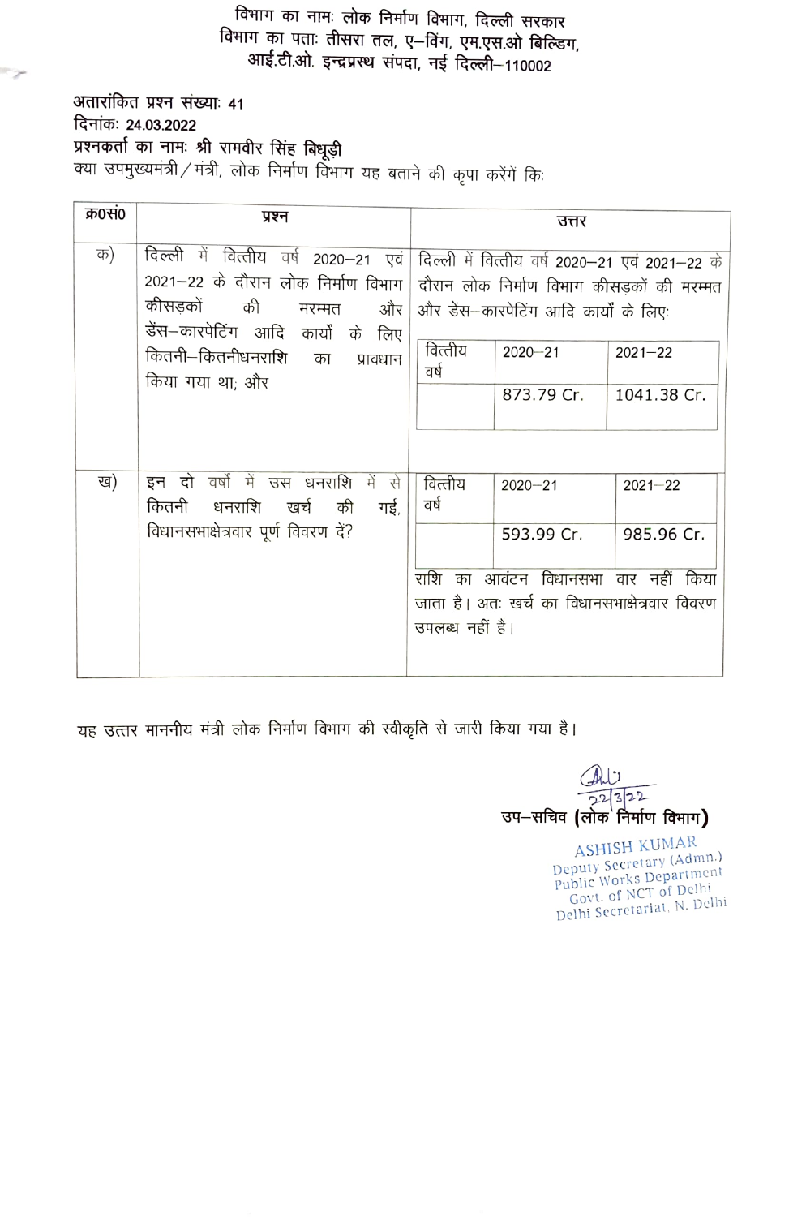विभाग का नामः लोक निर्माण विभाग, दिल्ली सरकार
विभाग का पताः तीसरा तल, ए–विंग, एम.एस.ओ बिल्डिंग,
आई.टी.ओ. इन्द्रप्रस्थ संपदा, नई दिल्ली–110002

**अतारांकित प्रश्न संख्याः 41**
**दिनांकः 24.03.2022**
**प्रश्नकर्ता का नामः श्री रामवीर सिंह बिधूड़ी**
क्या उपमुख्यमंत्री / मंत्री, लोक निर्माण विभाग यह बताने की कृपा करेंगें कि:

| क्र0सं0 | प्रश्न | उत्तर |
|---|---|---|
| क) | दिल्ली में वित्तीय वर्ष 2020–21 एवं 2021–22 के दौरान लोक निर्माण विभाग कीसड़कों की मरम्मत और डेंस–कारपेटिंग आदि कार्यों के लिए कितनी–कितनीधनराशि का प्रावधान किया गया था; और | दिल्ली में वित्तीय वर्ष 2020–21 एवं 2021–22 के दौरान लोक निर्माण विभाग कीसड़कों की मरम्मत और डेंस–कारपेटिंग आदि कार्यों के लिए:<br><br>वित्तीय वर्ष: 2020–21 — 873.79 Cr.; 2021–22 — 1041.38 Cr. |
| ख) | इन दो वर्षों में उस धनराशि में से कितनी धनराशि खर्च की गई, विधानसभाक्षेत्रवार पूर्ण विवरण दें? | वित्तीय वर्ष: 2020–21 — 593.99 Cr.; 2021–22 — 985.96 Cr.<br><br>राशि का आवंटन विधानसभा वार नहीं किया जाता है। अतः खर्च का विधानसभाक्षेत्रवार विवरण उपलब्ध नहीं है। |

यह उत्तर माननीय मंत्री लोक निर्माण विभाग की स्वीकृति से जारी किया गया है।

22/3/22
**उप–सचिव (लोक निर्माण विभाग)**

ASHISH KUMAR
Deputy Secretary (Admn.)
Public Works Department
Govt. of NCT of Delhi
Delhi Secretariat, N. Delhi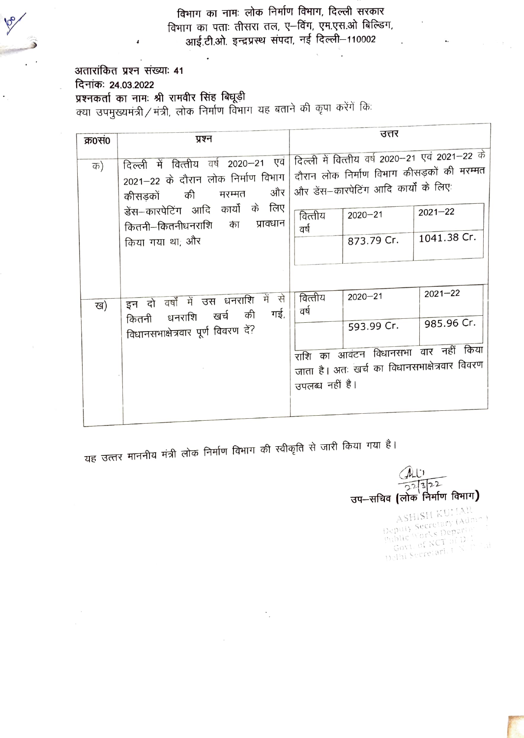विभाग का नामः लोक निर्माण विभाग, दिल्ली सरकार
विभाग का पताः तीसरा तल, ए–विंग, एम.एस.ओ बिल्डिंग,
आई.टी.ओ. इन्द्रप्रस्थ संपदा, नई दिल्ली–110002

**अतारांकित प्रश्न संख्याः 41**
**दिनांकः 24.03.2022**
**प्रश्नकर्ता का नामः श्री रामवीर सिंह बिधूड़ी**
क्या उपमुख्यमंत्री / मंत्री, लोक निर्माण विभाग यह बताने की कृपा करेंगें किः

| क्र0सं0 | प्रश्न | उत्तर |
|---|---|---|
| क) | दिल्ली में वित्तीय वर्ष 2020–21 एवं 2021–22 के दौरान लोक निर्माण विभाग कीसड़कों की मरम्मत और डेंस–कारपेटिंग आदि कार्यो के लिए कितनी–कितनीधनराशि का प्रावधान किया गया था, और | दिल्ली में वित्तीय वर्ष 2020–21 एवं 2021–22 के दौरान लोक निर्माण विभाग कीसड़कों की मरम्मत और डेंस–कारपेटिंग आदि कार्यो के लिएः<br>वित्तीय वर्ष: 2020–21 — 873.79 Cr.; 2021–22 — 1041.38 Cr. |
| ख) | इन दो वर्षों में उस धनराशि में से कितनी धनराशि खर्च की गई, विधानसभाक्षेत्रवार पूर्ण विवरण दें? | वित्तीय वर्ष: 2020–21 — 593.99 Cr.; 2021–22 — 985.96 Cr.<br>राशि का आवंटन विधानसभा वार नहीं किया जाता है। अतः खर्च का विधानसभाक्षेत्रवार विवरण उपलब्ध नहीं है। |

यह उत्तर माननीय मंत्री लोक निर्माण विभाग की स्वीकृति से जारी किया गया है।

22/3/22
उप–सचिव (लोक निर्माण विभाग)

ASHISH KUMAR
Deputy Secretary (Admn.)
Public Works Department
Govt. of NCT of Delhi
Delhi Secretariat